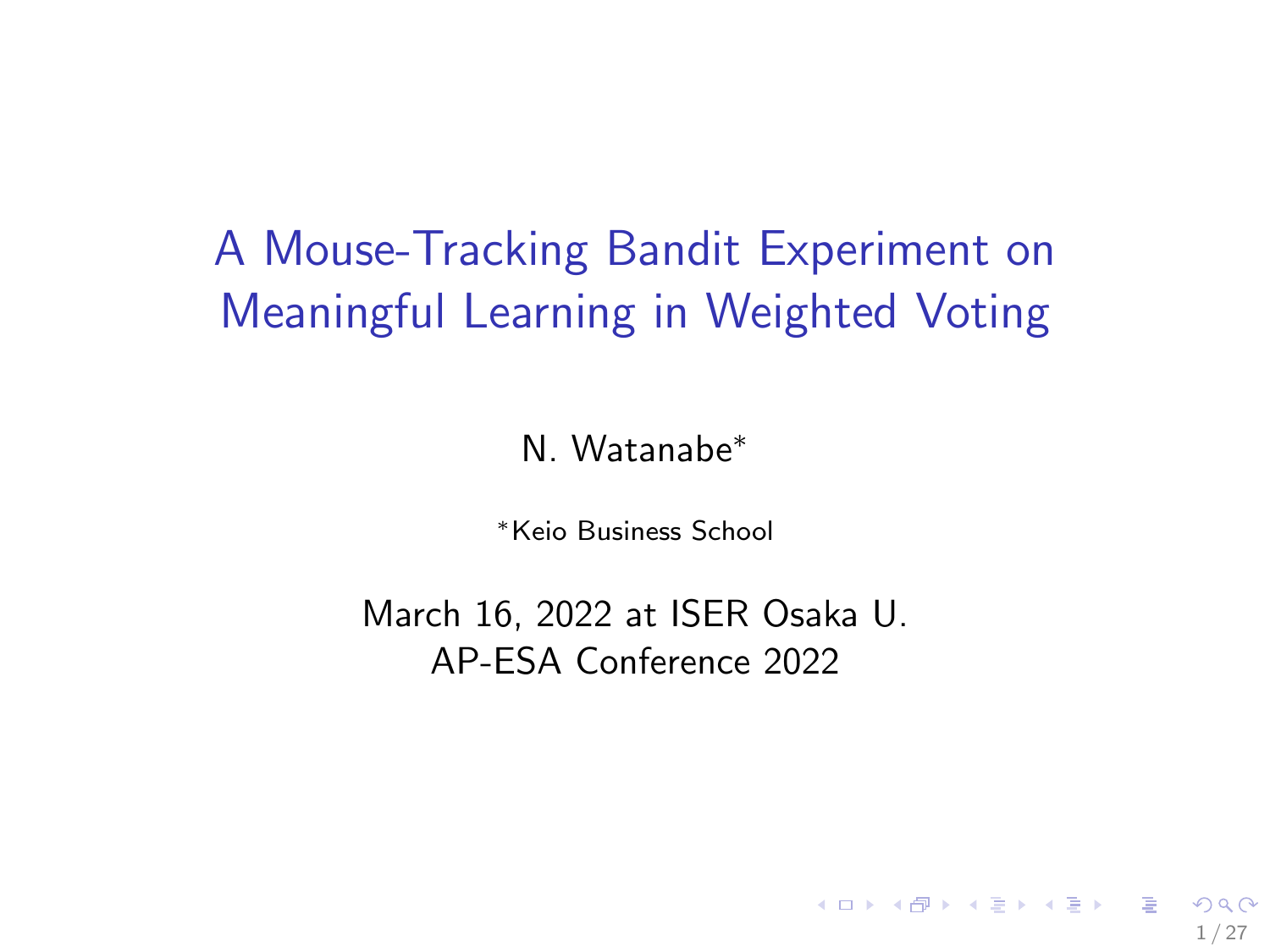# A Mouse-Tracking Bandit Experiment on Meaningful Learning in Weighted Voting

N. Watanabe[*]

[*]Keio Business School

March 16, 2022 at ISER Osaka U.
AP-ESA Conference 2022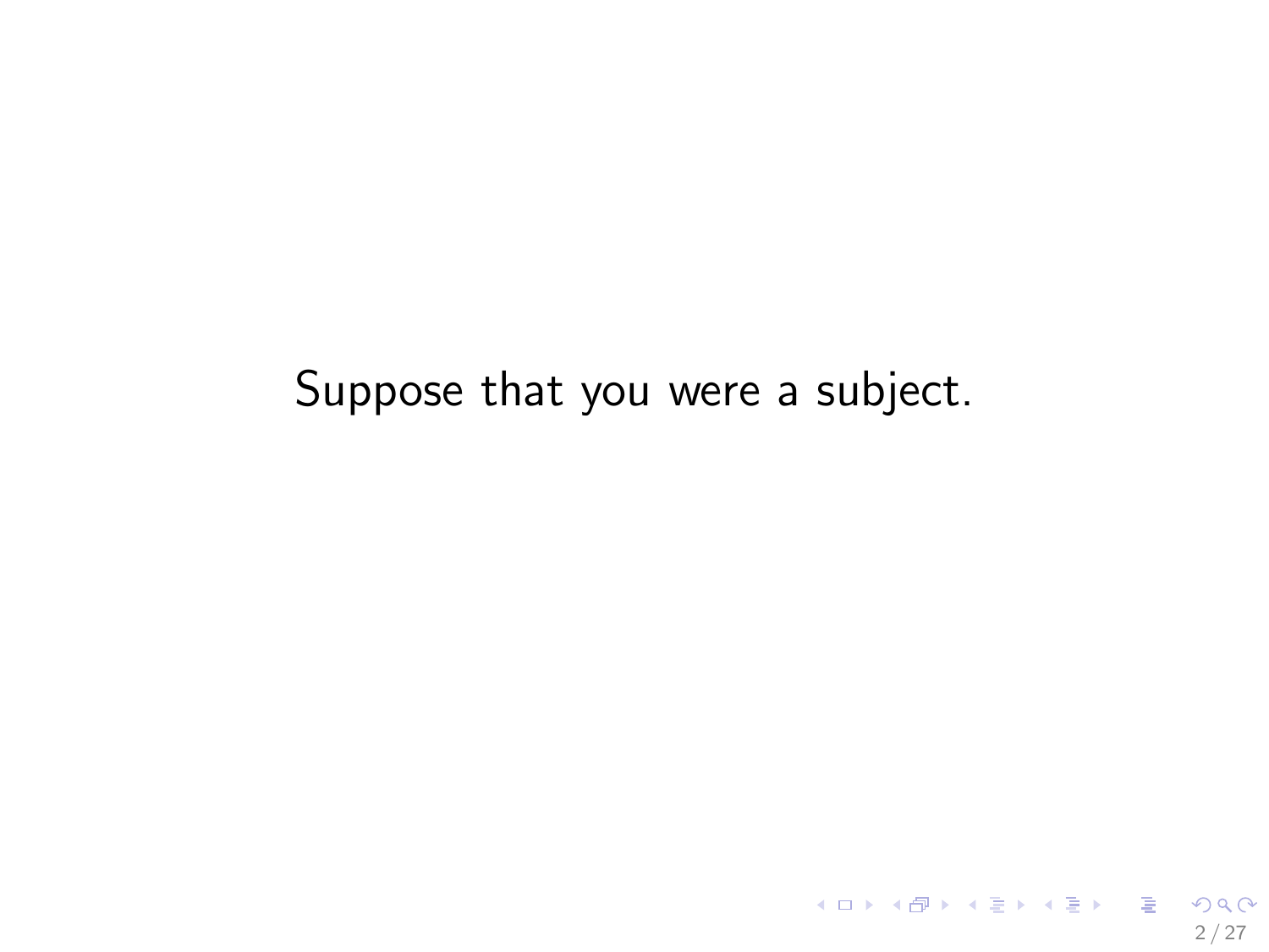Suppose that you were a subject.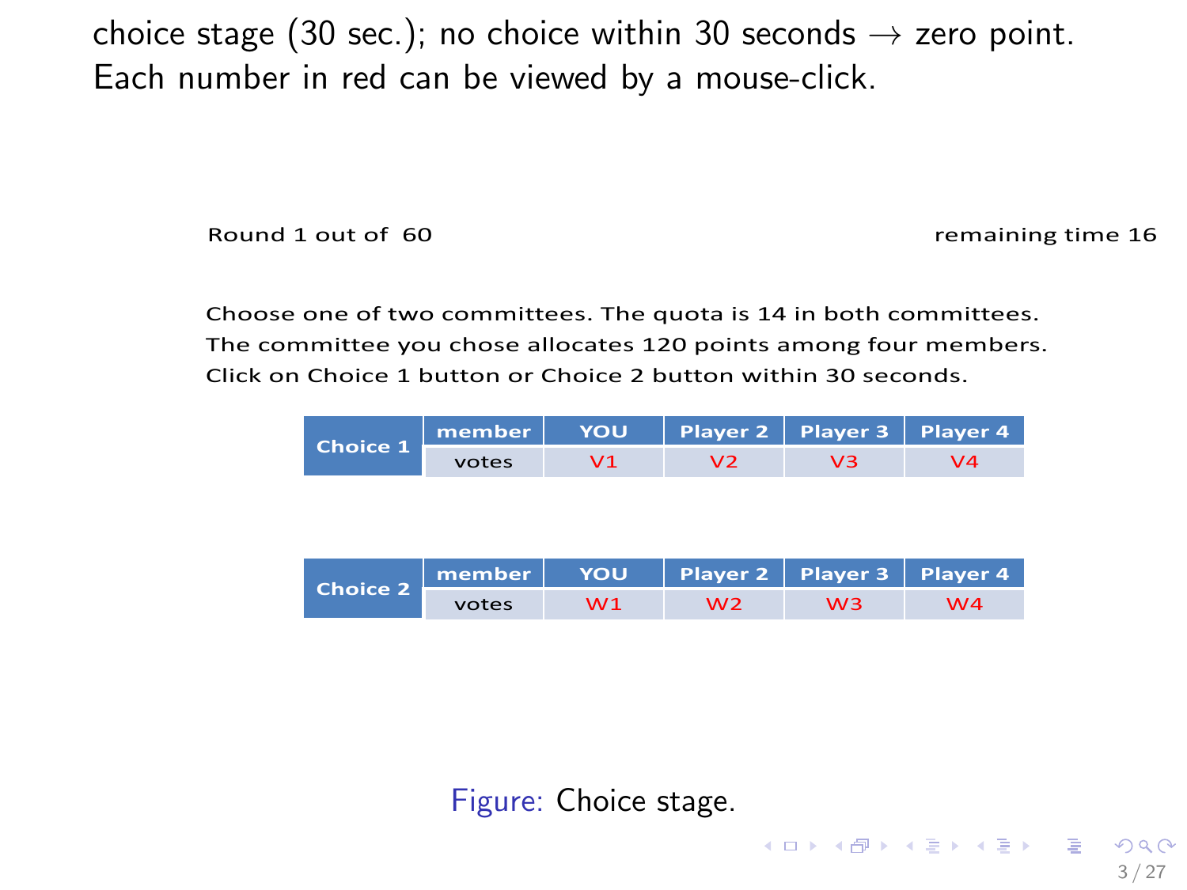choice stage (30 sec.); no choice within 30 seconds → zero point.
Each number in red can be viewed by a mouse-click.

Round 1 out of 60 remaining time 16

Choose one of two committees. The quota is 14 in both committees.
The committee you chose allocates 120 points among four members.
Click on Choice 1 button or Choice 2 button within 30 seconds.

| Choice 1 | member | YOU | Player 2 | Player 3 | Player 4 |
|---|---|---|---|---|---|
| | votes | V1 | V2 | V3 | V4 |

| Choice 2 | member | YOU | Player 2 | Player 3 | Player 4 |
|---|---|---|---|---|---|
| | votes | W1 | W2 | W3 | W4 |

Figure: Choice stage.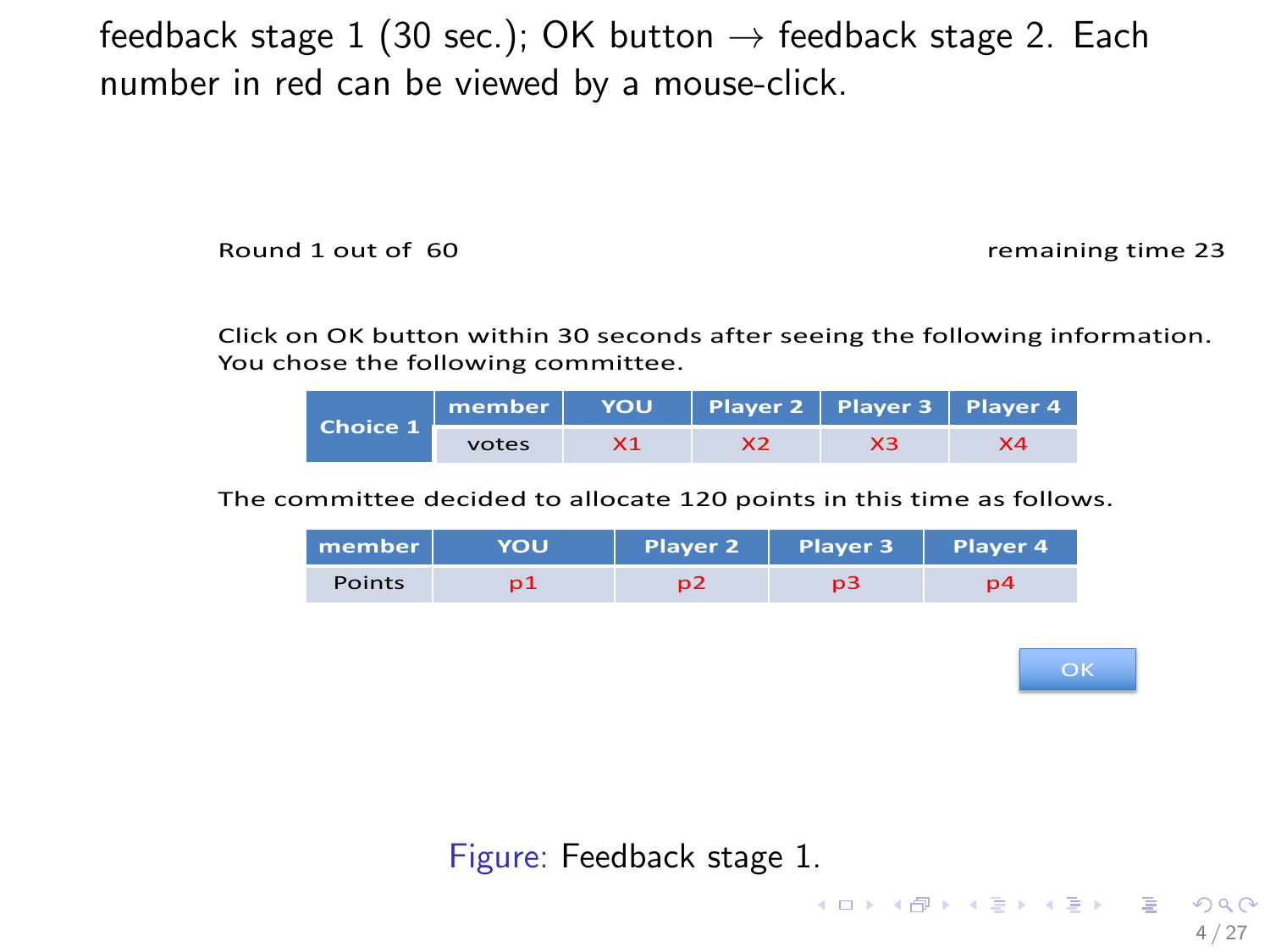feedback stage 1 (30 sec.); OK button → feedback stage 2. Each number in red can be viewed by a mouse-click.

Round 1 out of 60 remaining time 23

Click on OK button within 30 seconds after seeing the following information.
You chose the following committee.

| Choice 1 | member | YOU | Player 2 | Player 3 | Player 4 |
|---|---|---|---|---|---|
| | votes | X1 | X2 | X3 | X4 |

The committee decided to allocate 120 points in this time as follows.

| member | YOU | Player 2 | Player 3 | Player 4 |
|---|---|---|---|---|
| Points | p1 | p2 | p3 | p4 |

OK

Figure: Feedback stage 1.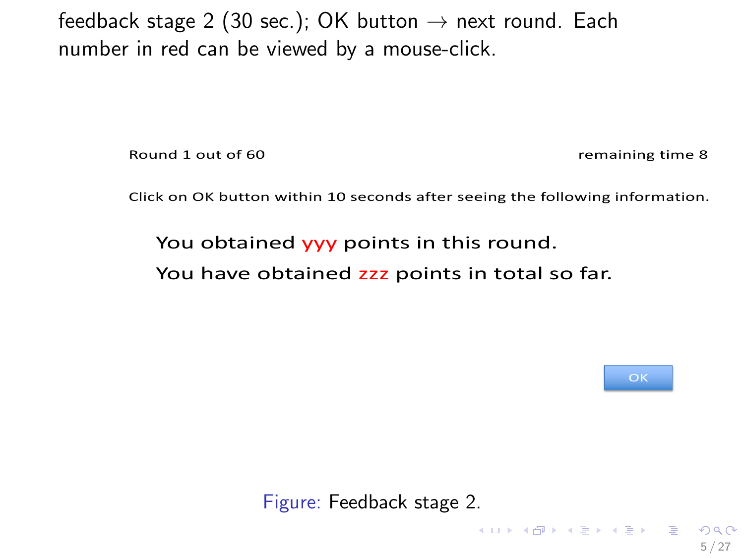feedback stage 2 (30 sec.); OK button → next round. Each number in red can be viewed by a mouse-click.

Round 1 out of 60 remaining time 8

Click on OK button within 10 seconds after seeing the following information.

You obtained yyy points in this round.

You have obtained zzz points in total so far.

OK

Figure: Feedback stage 2.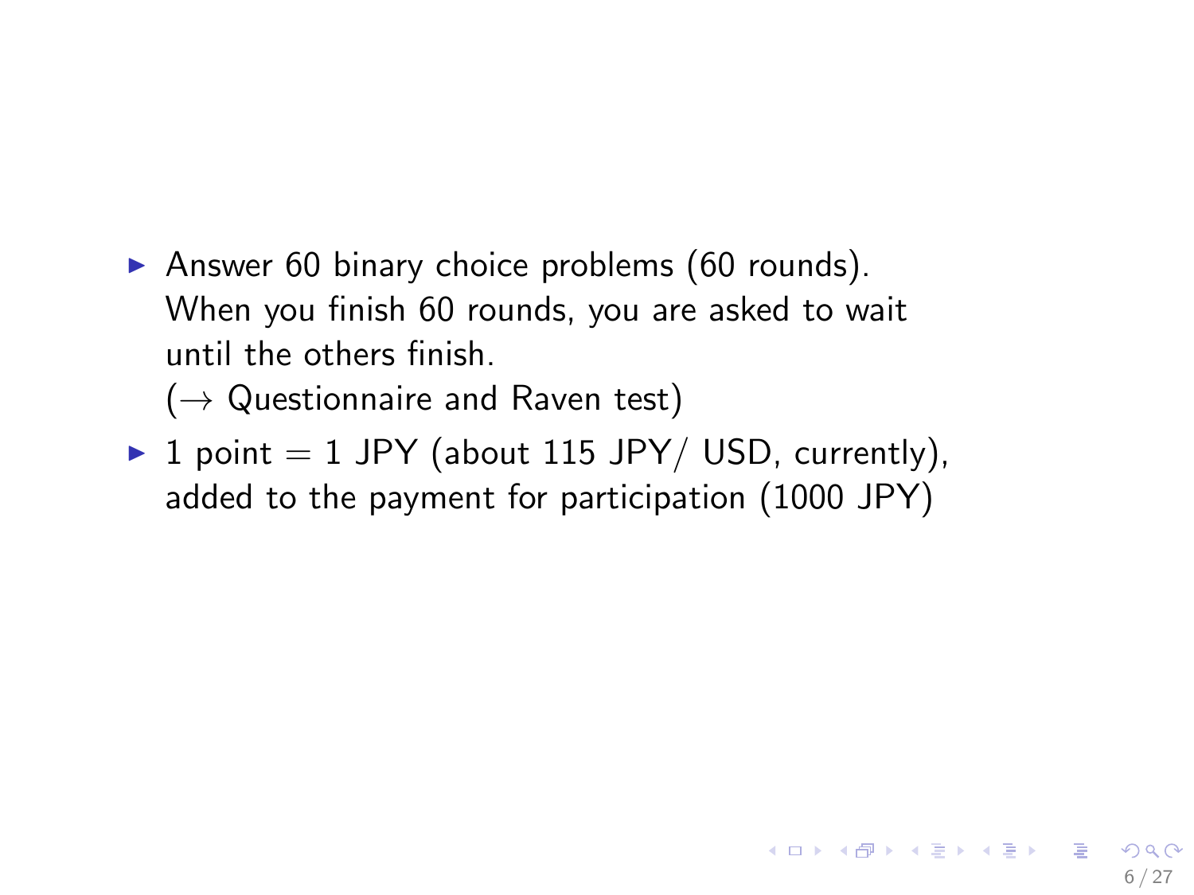- Answer 60 binary choice problems (60 rounds). When you finish 60 rounds, you are asked to wait until the others finish.
  ($\rightarrow$ Questionnaire and Raven test)
- 1 point = 1 JPY (about 115 JPY/ USD, currently), added to the payment for participation (1000 JPY)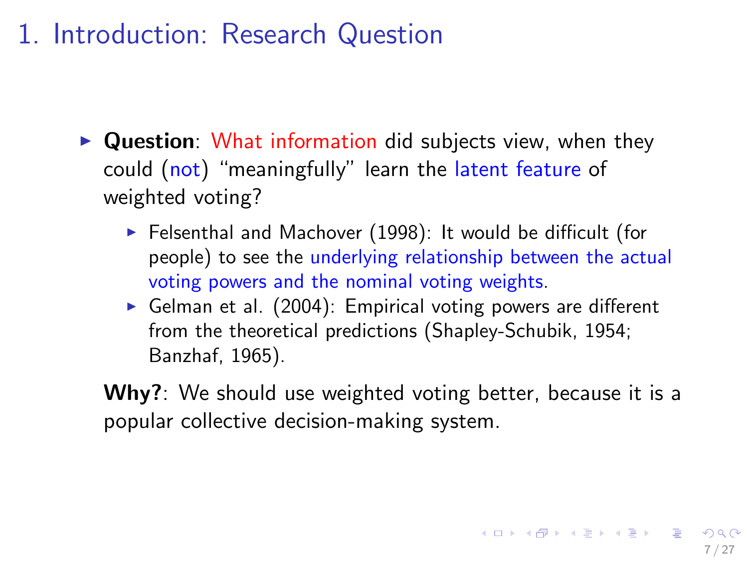# 1. Introduction: Research Question

- **Question**: What information did subjects view, when they could (not) "meaningfully" learn the latent feature of weighted voting?
  - Felsenthal and Machover (1998): It would be difficult (for people) to see the underlying relationship between the actual voting powers and the nominal voting weights.
  - Gelman et al. (2004): Empirical voting powers are different from the theoretical predictions (Shapley-Schubik, 1954; Banzhaf, 1965).

  **Why?**: We should use weighted voting better, because it is a popular collective decision-making system.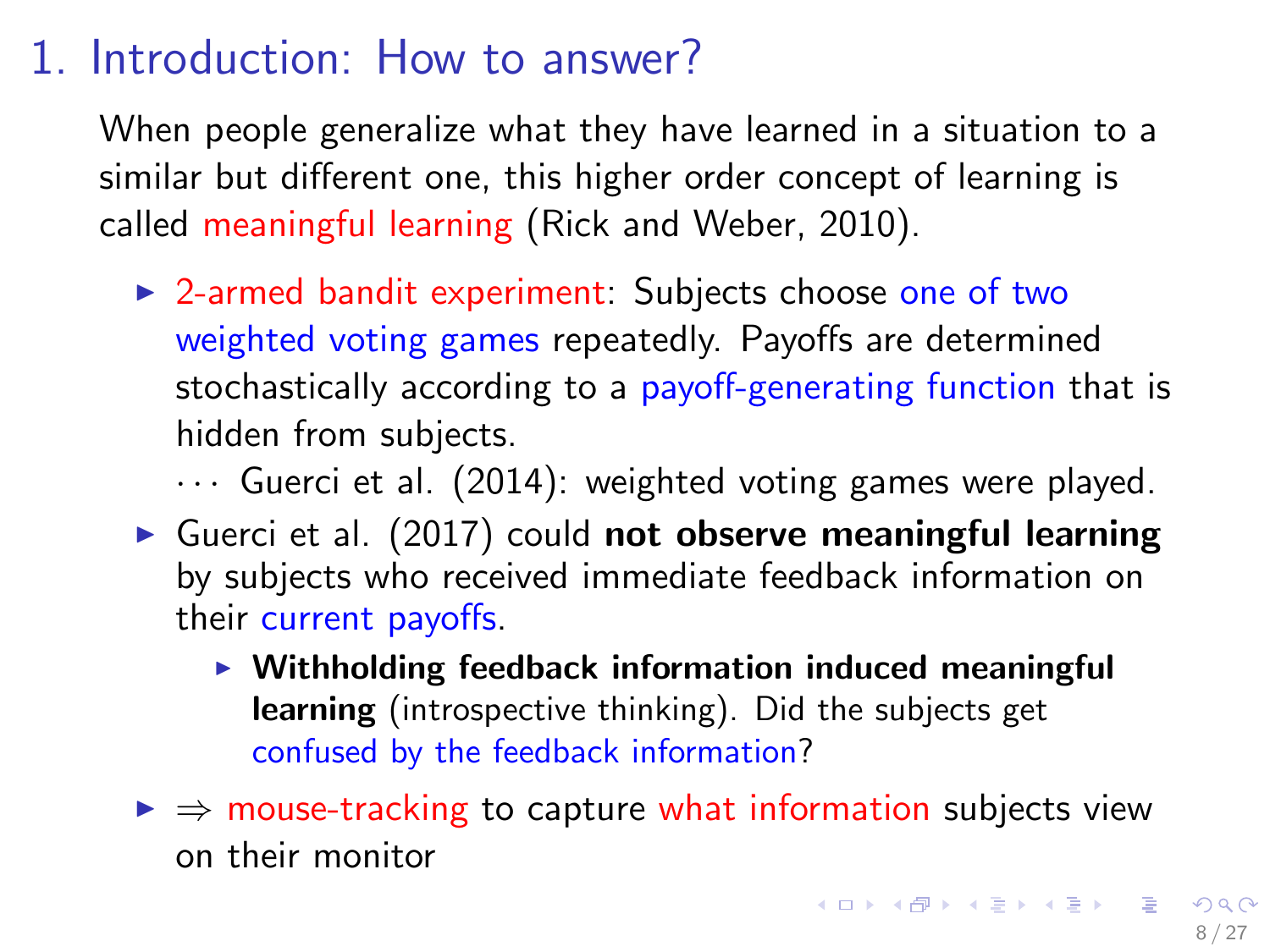# 1. Introduction: How to answer?

When people generalize what they have learned in a situation to a similar but different one, this higher order concept of learning is called meaningful learning (Rick and Weber, 2010).

- 2-armed bandit experiment: Subjects choose one of two weighted voting games repeatedly. Payoffs are determined stochastically according to a payoff-generating function that is hidden from subjects.
  
  $\cdots$ Guerci et al. (2014): weighted voting games were played.
- Guerci et al. (2017) could **not observe meaningful learning** by subjects who received immediate feedback information on their current payoffs.
  - **Withholding feedback information induced meaningful learning** (introspective thinking). Did the subjects get confused by the feedback information?
- $\Rightarrow$ mouse-tracking to capture what information subjects view on their monitor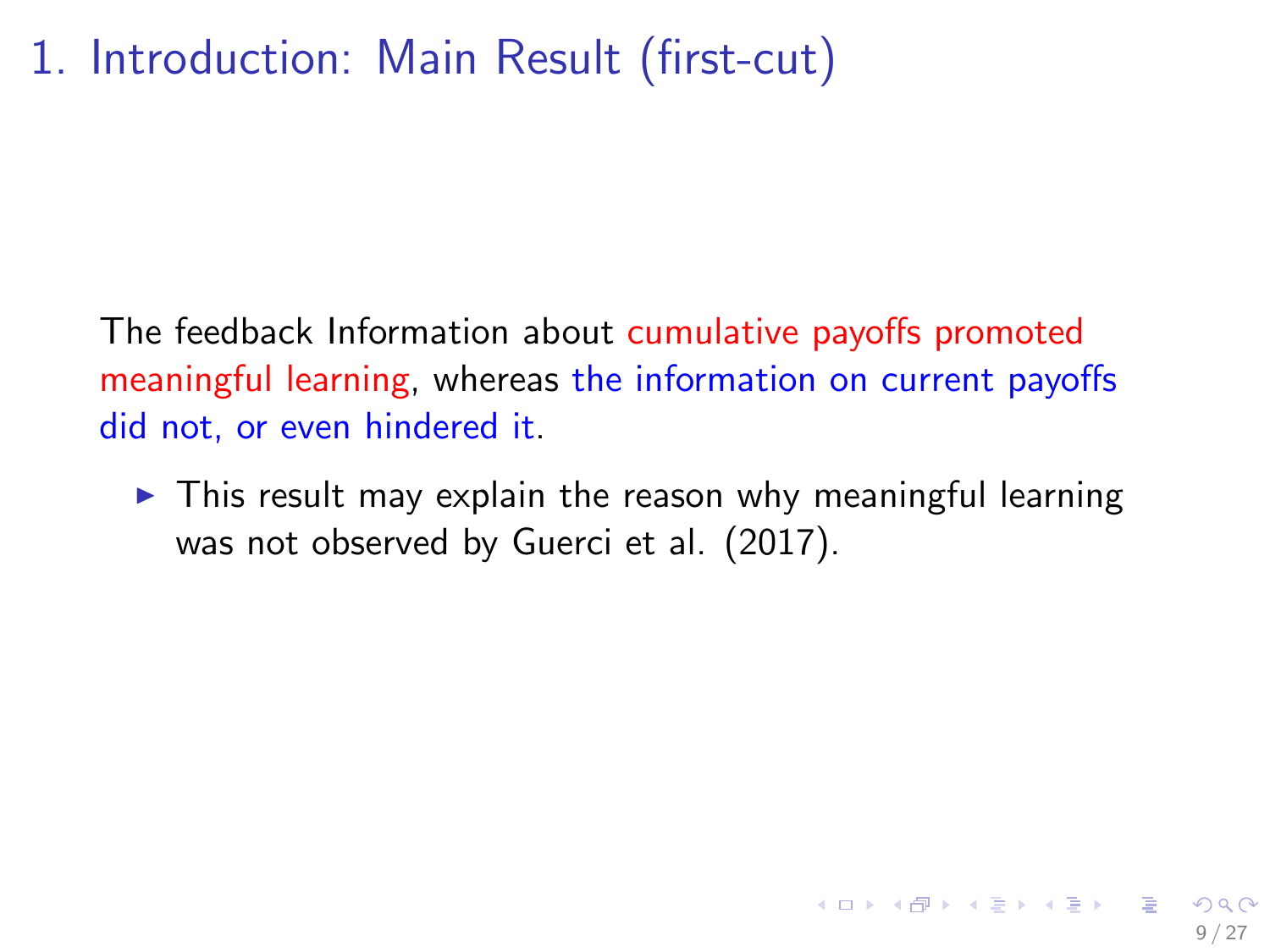# 1. Introduction: Main Result (first-cut)

The feedback Information about cumulative payoffs promoted meaningful learning, whereas the information on current payoffs did not, or even hindered it.

- This result may explain the reason why meaningful learning was not observed by Guerci et al. (2017).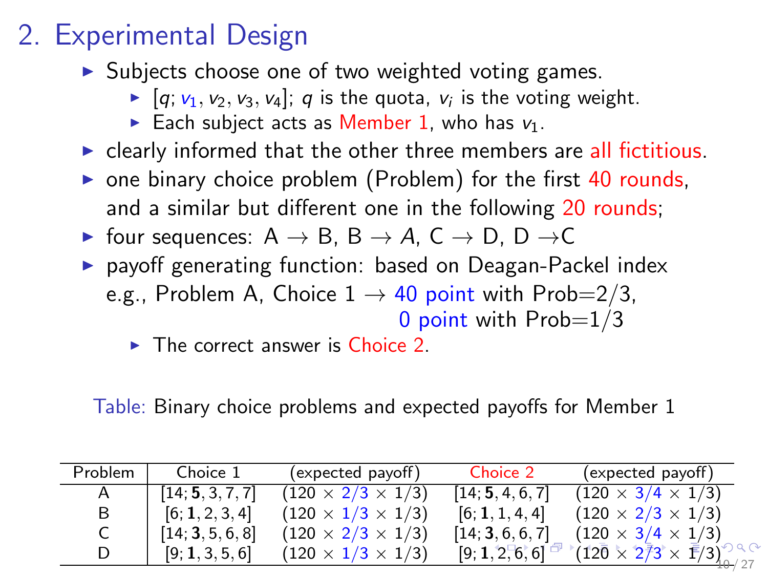## 2. Experimental Design

- Subjects choose one of two weighted voting games.
  - $[q; v_1, v_2, v_3, v_4]$; $q$ is the quota, $v_i$ is the voting weight.
  - Each subject acts as Member 1, who has $v_1$.
- clearly informed that the other three members are all fictitious.
- one binary choice problem (Problem) for the first 40 rounds, and a similar but different one in the following 20 rounds;
- four sequences: A → B, B → A, C → D, D → C
- payoff generating function: based on Deagan-Packel index
  e.g., Problem A, Choice 1 → 40 point with Prob=2/3,
  0 point with Prob=1/3
  - The correct answer is Choice 2.

Table: Binary choice problems and expected payoffs for Member 1

| Problem | Choice 1 | (expected payoff) | Choice 2 | (expected payoff) |
|---|---|---|---|---|
| A | $[14; \mathbf{5}, 3, 7, 7]$ | $(120 \times 2/3 \times 1/3)$ | $[14; \mathbf{5}, 4, 6, 7]$ | $(120 \times 3/4 \times 1/3)$ |
| B | $[6; \mathbf{1}, 2, 3, 4]$ | $(120 \times 1/3 \times 1/3)$ | $[6; \mathbf{1}, 1, 4, 4]$ | $(120 \times 2/3 \times 1/3)$ |
| C | $[14; \mathbf{3}, 5, 6, 8]$ | $(120 \times 2/3 \times 1/3)$ | $[14; \mathbf{3}, 6, 6, 7]$ | $(120 \times 3/4 \times 1/3)$ |
| D | $[9; \mathbf{1}, 3, 5, 6]$ | $(120 \times 1/3 \times 1/3)$ | $[9; \mathbf{1}, 2, 6, 6]$ | $(120 \times 2/3 \times 1/3)$ |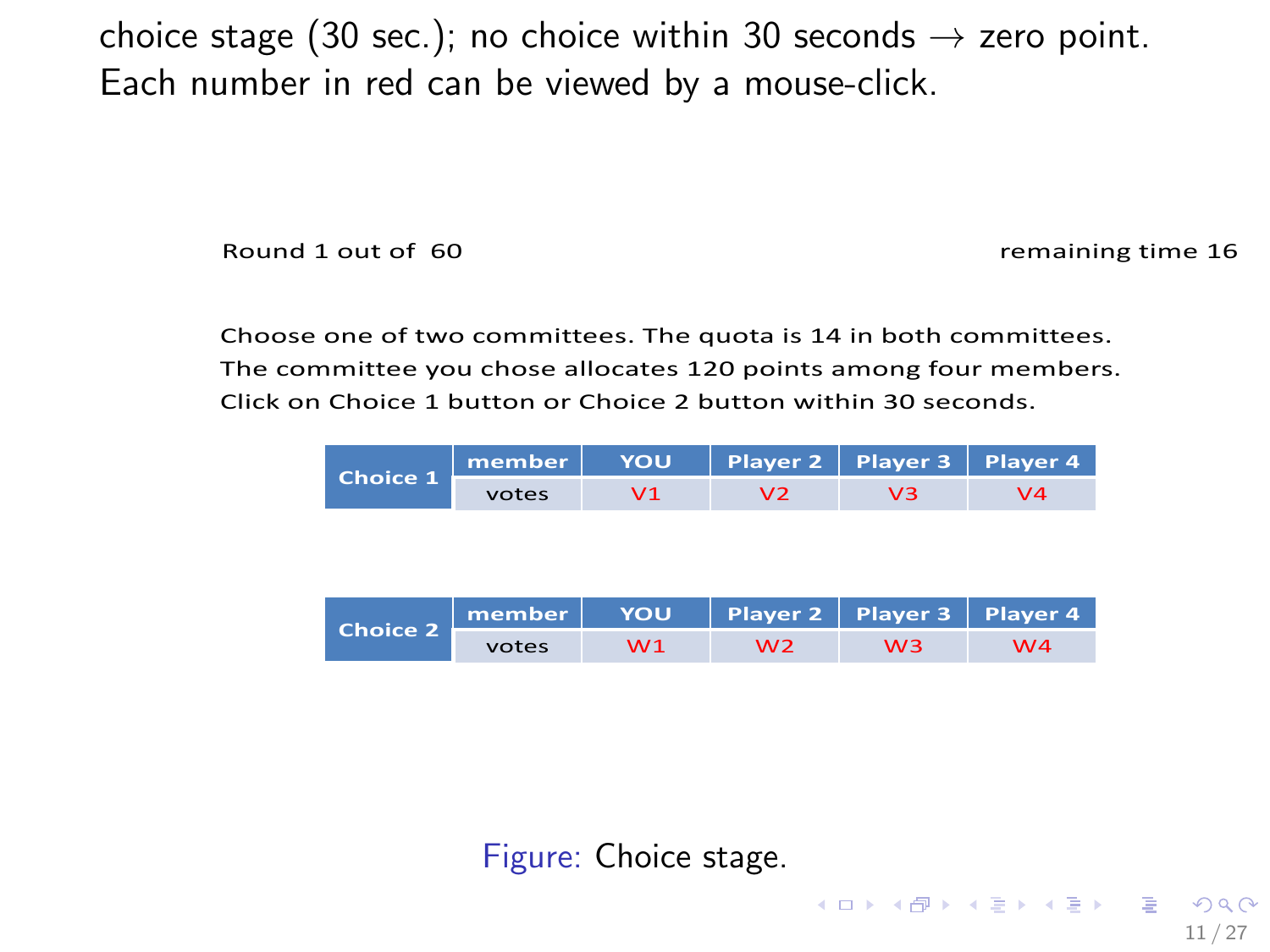choice stage (30 sec.); no choice within 30 seconds → zero point.
Each number in red can be viewed by a mouse-click.

Round 1 out of 60 remaining time 16

Choose one of two committees. The quota is 14 in both committees.
The committee you chose allocates 120 points among four members.
Click on Choice 1 button or Choice 2 button within 30 seconds.

| Choice 1 | member | YOU | Player 2 | Player 3 | Player 4 |
|---|---|---|---|---|---|
| | votes | V1 | V2 | V3 | V4 |

| Choice 2 | member | YOU | Player 2 | Player 3 | Player 4 |
|---|---|---|---|---|---|
| | votes | W1 | W2 | W3 | W4 |

Figure: Choice stage.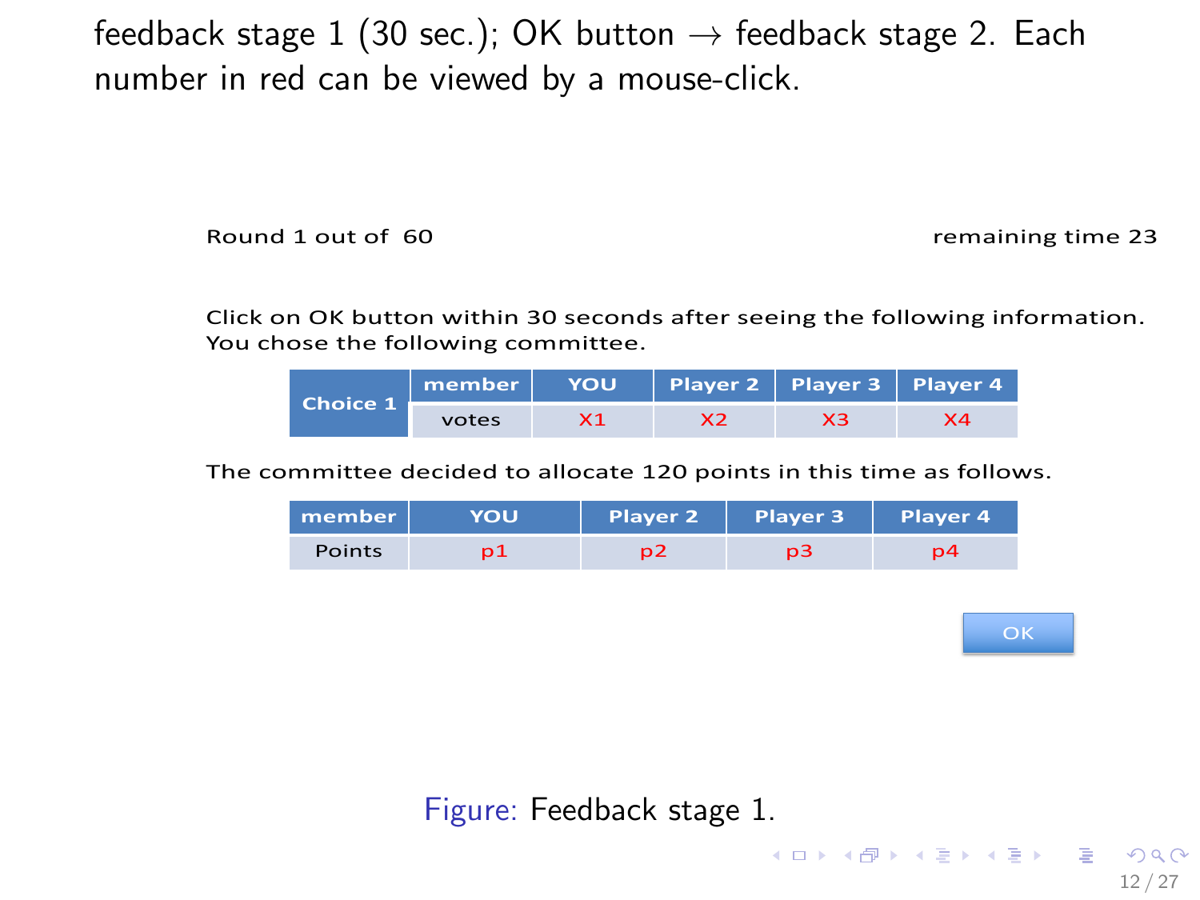feedback stage 1 (30 sec.); OK button → feedback stage 2. Each number in red can be viewed by a mouse-click.

Round 1 out of 60 remaining time 23

Click on OK button within 30 seconds after seeing the following information.
You chose the following committee.

| Choice 1 | member | YOU | Player 2 | Player 3 | Player 4 |
|---|---|---|---|---|---|
| | votes | X1 | X2 | X3 | X4 |

The committee decided to allocate 120 points in this time as follows.

| member | YOU | Player 2 | Player 3 | Player 4 |
|---|---|---|---|---|
| Points | p1 | p2 | p3 | p4 |

OK

Figure: Feedback stage 1.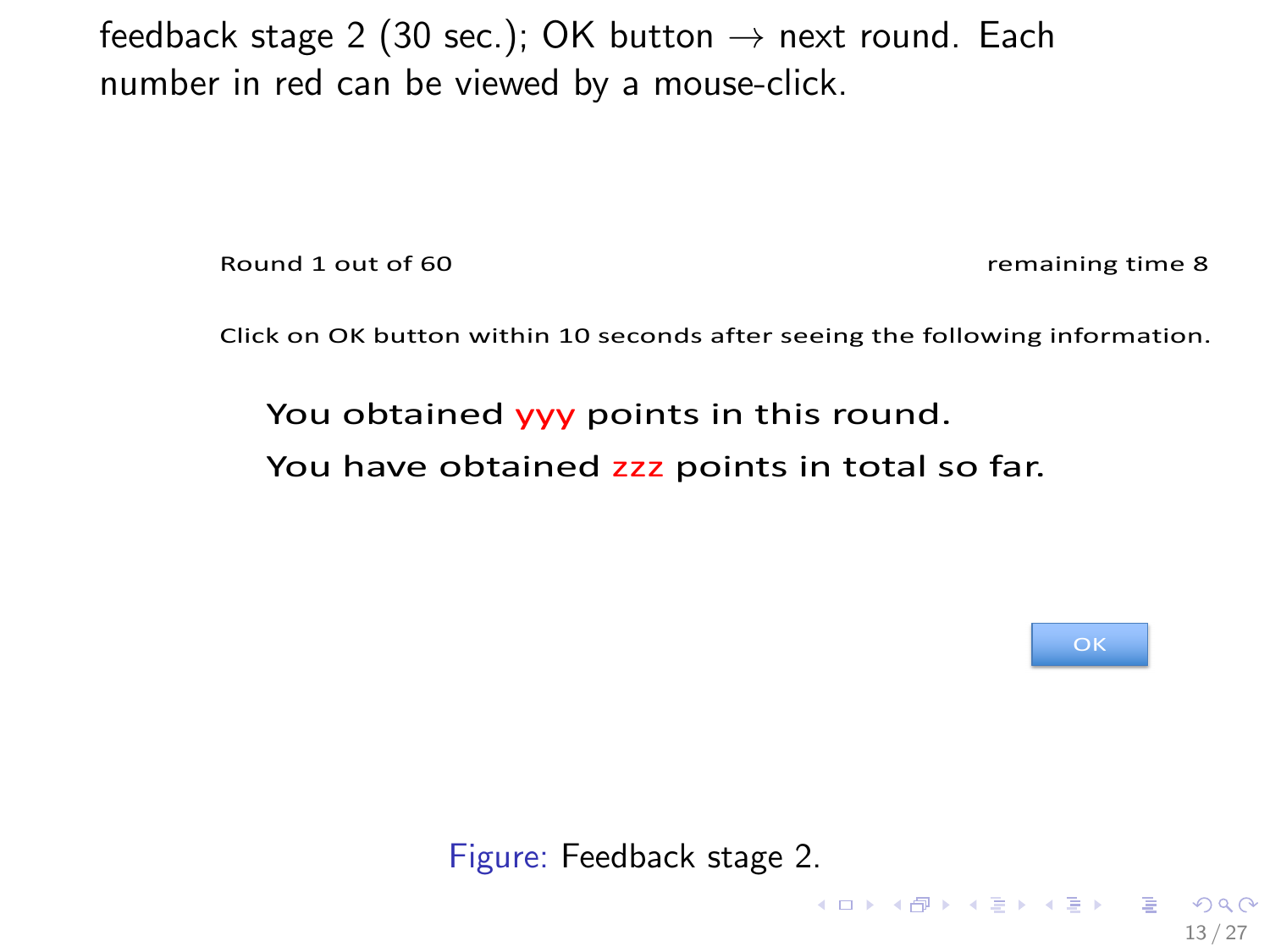feedback stage 2 (30 sec.); OK button → next round. Each number in red can be viewed by a mouse-click.

Round 1 out of 60 remaining time 8

Click on OK button within 10 seconds after seeing the following information.

You obtained yyy points in this round.

You have obtained zzz points in total so far.

OK

Figure: Feedback stage 2.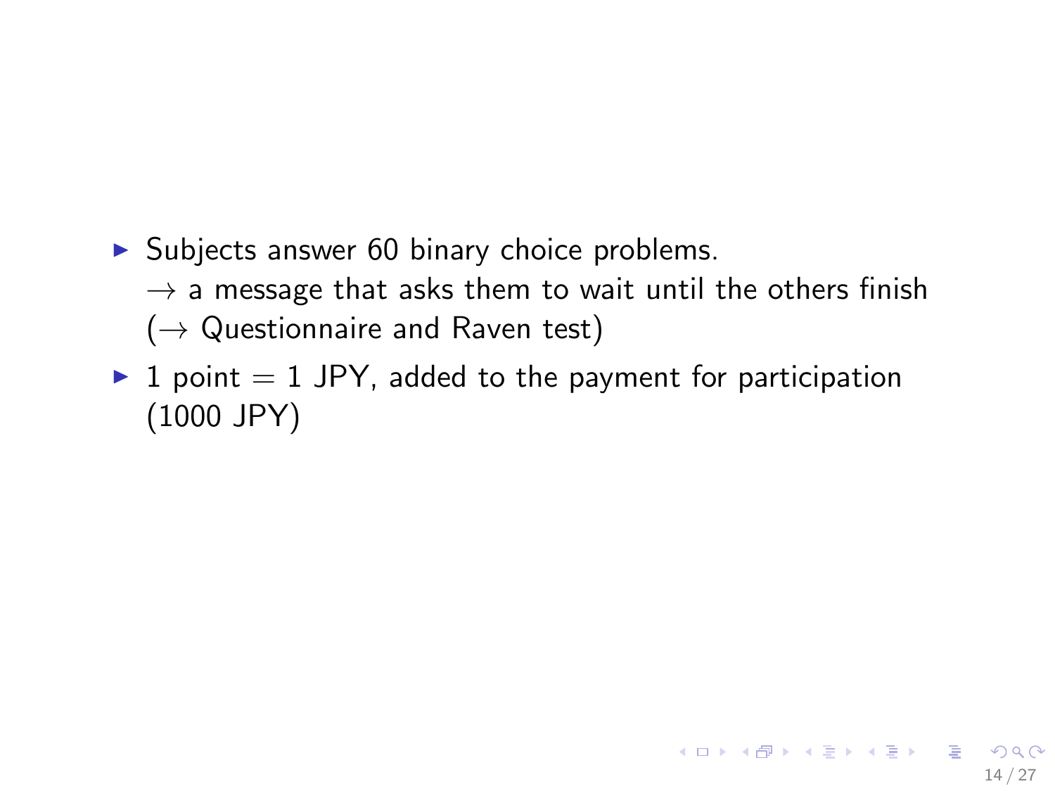- Subjects answer 60 binary choice problems.
  $\rightarrow$ a message that asks them to wait until the others finish
  ($\rightarrow$ Questionnaire and Raven test)
- 1 point = 1 JPY, added to the payment for participation (1000 JPY)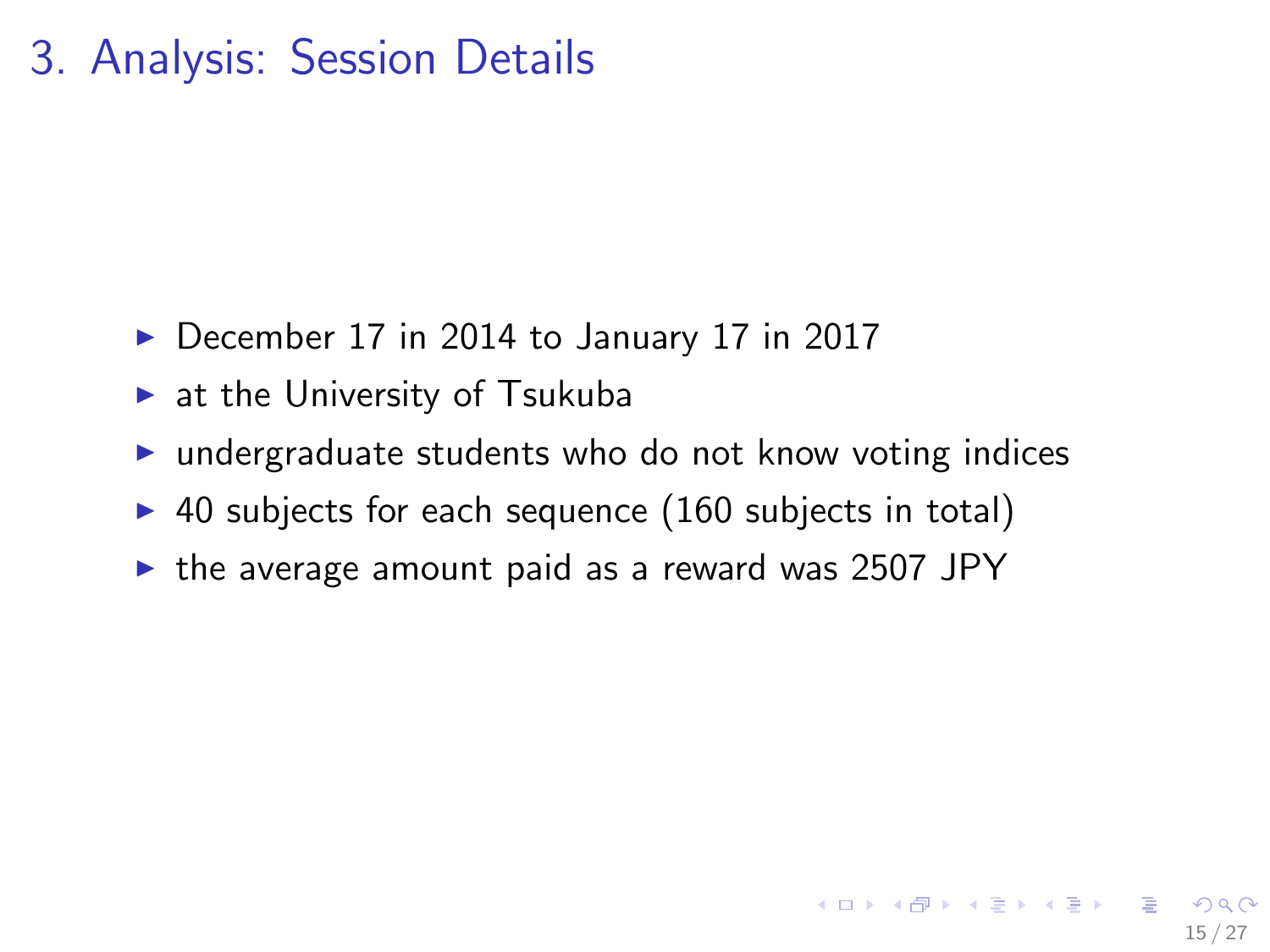# 3. Analysis: Session Details

- December 17 in 2014 to January 17 in 2017
- at the University of Tsukuba
- undergraduate students who do not know voting indices
- 40 subjects for each sequence (160 subjects in total)
- the average amount paid as a reward was 2507 JPY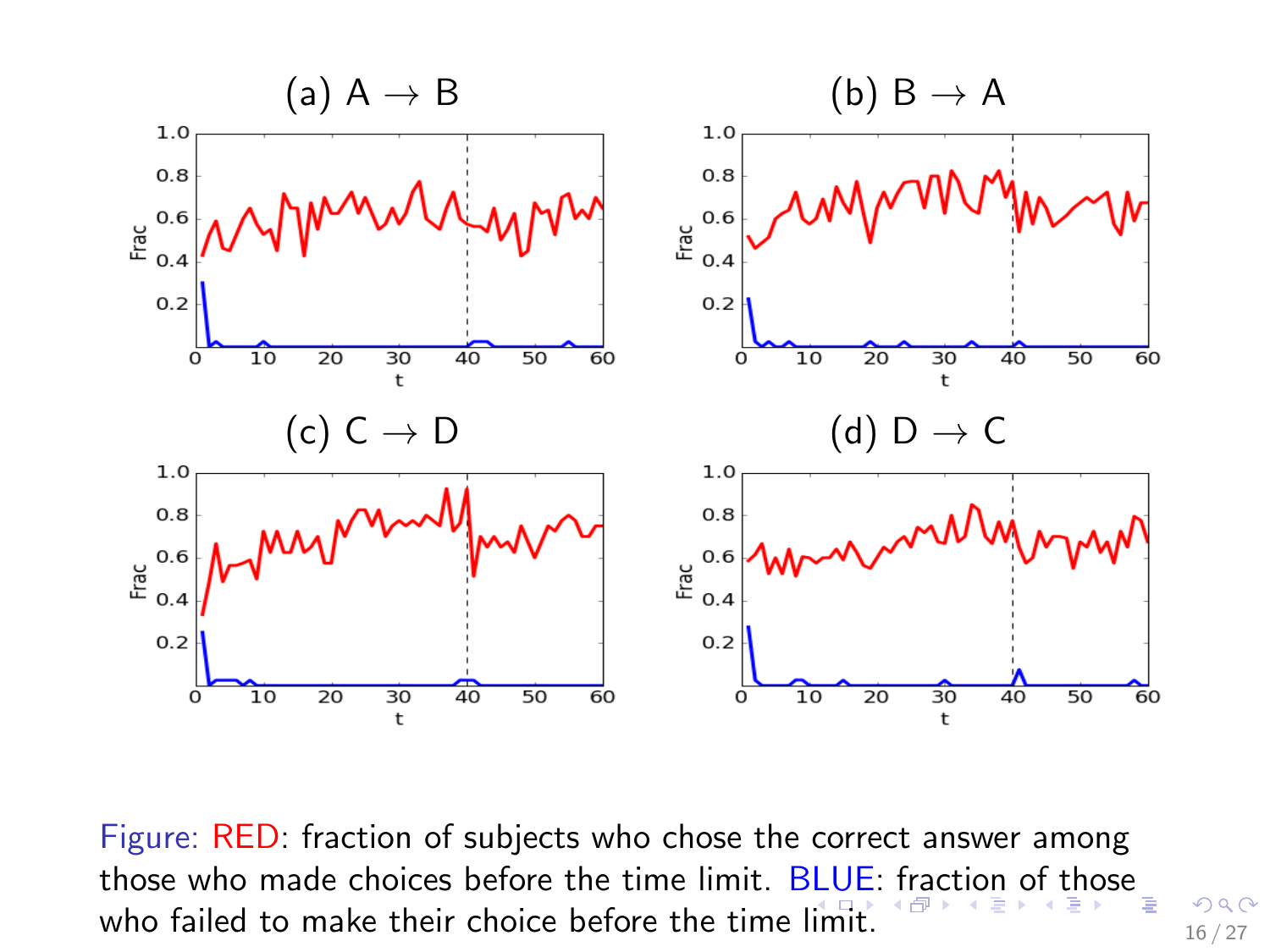(a) A → B

(b) B → A

(c) C → D

(d) D → C

Figure: RED: fraction of subjects who chose the correct answer among those who made choices before the time limit. BLUE: fraction of those who failed to make their choice before the time limit.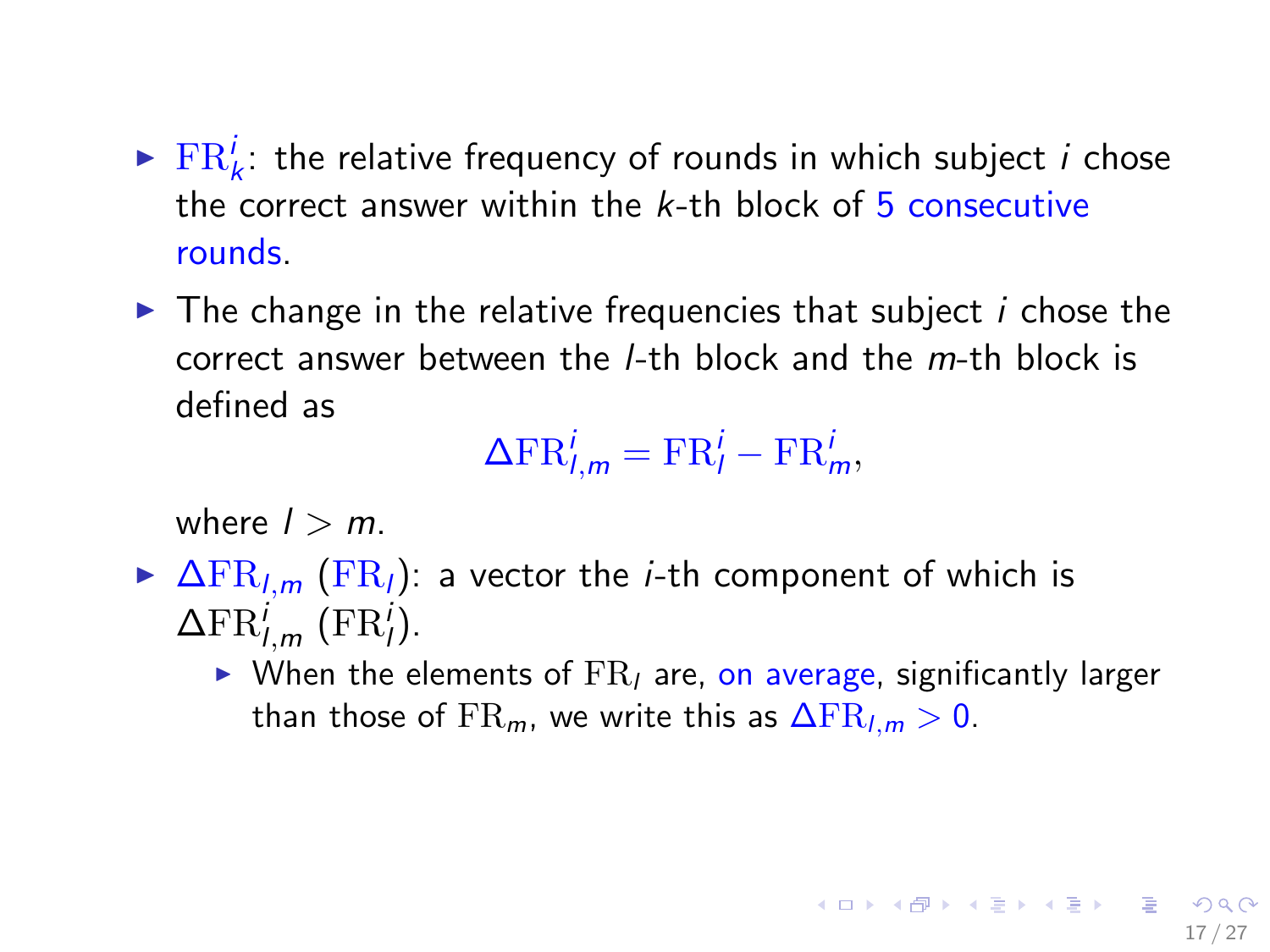- $\mathrm{FR}_k^i$: the relative frequency of rounds in which subject $i$ chose the correct answer within the $k$-th block of 5 consecutive rounds.
- The change in the relative frequencies that subject $i$ chose the correct answer between the $l$-th block and the $m$-th block is defined as

$$\Delta\mathrm{FR}_{l,m}^i = \mathrm{FR}_l^i - \mathrm{FR}_m^i,$$

  where $l > m$.
- $\Delta\mathrm{FR}_{l,m}$ ($\mathrm{FR}_l$): a vector the $i$-th component of which is $\Delta\mathrm{FR}_{l,m}^i$ ($\mathrm{FR}_l^i$).
  - When the elements of $\mathrm{FR}_l$ are, on average, significantly larger than those of $\mathrm{FR}_m$, we write this as $\Delta\mathrm{FR}_{l,m} > 0$.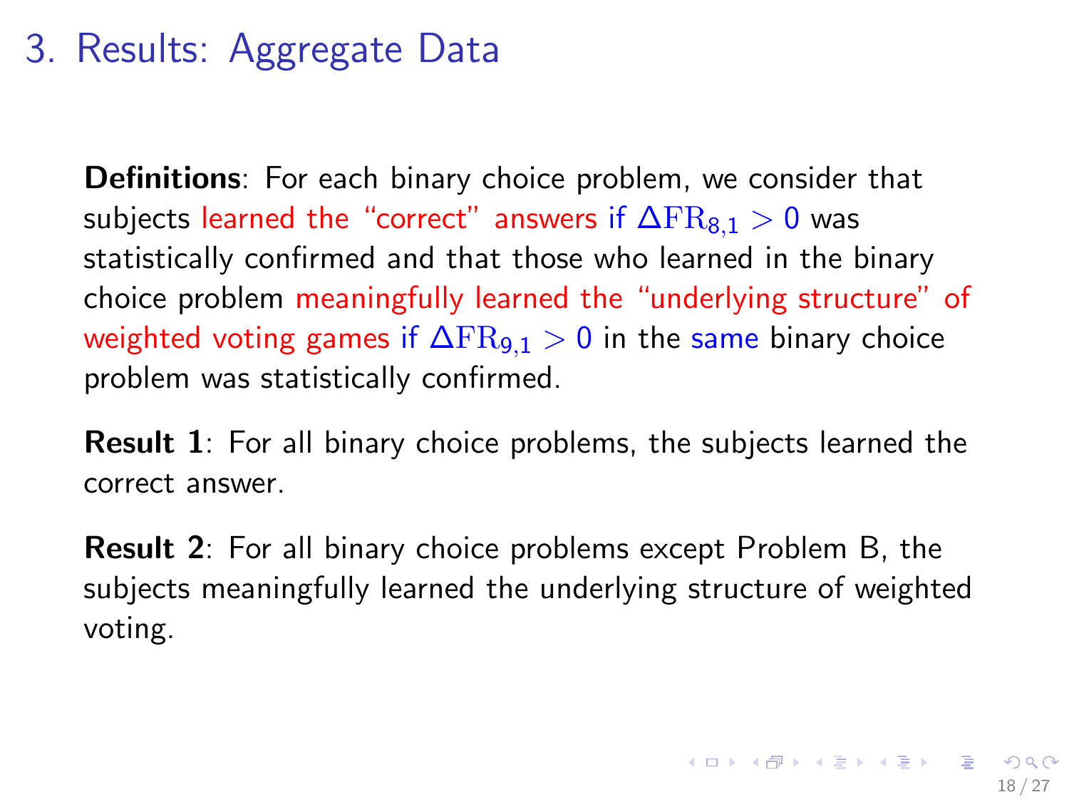# 3. Results: Aggregate Data

**Definitions**: For each binary choice problem, we consider that subjects learned the "correct" answers if $\Delta \mathrm{FR}_{8,1} > 0$ was statistically confirmed and that those who learned in the binary choice problem meaningfully learned the "underlying structure" of weighted voting games if $\Delta \mathrm{FR}_{9,1} > 0$ in the same binary choice problem was statistically confirmed.

**Result 1**: For all binary choice problems, the subjects learned the correct answer.

**Result 2**: For all binary choice problems except Problem B, the subjects meaningfully learned the underlying structure of weighted voting.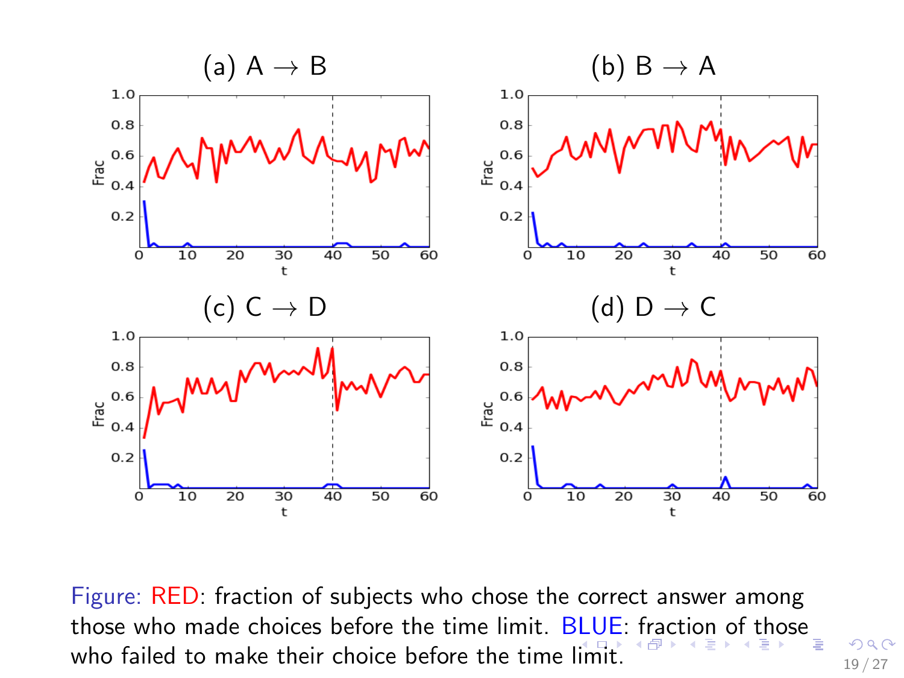(a) A $\rightarrow$ B

(b) B $\rightarrow$ A

(c) C $\rightarrow$ D

(d) D $\rightarrow$ C

Figure: RED: fraction of subjects who chose the correct answer among those who made choices before the time limit. BLUE: fraction of those who failed to make their choice before the time limit.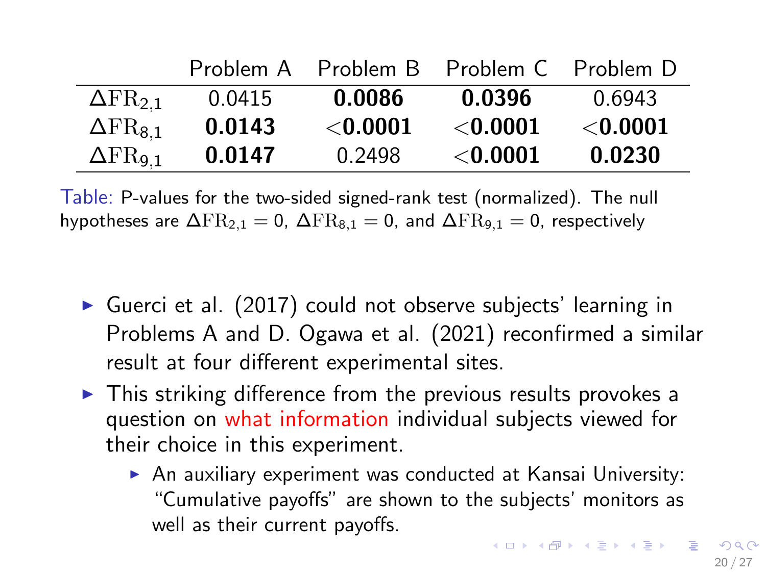| | Problem A | Problem B | Problem C | Problem D |
|---|---|---|---|---|
| $\Delta\mathrm{FR}_{2,1}$ | 0.0415 | **0.0086** | **0.0396** | 0.6943 |
| $\Delta\mathrm{FR}_{8,1}$ | **0.0143** | <**0.0001** | <**0.0001** | <**0.0001** |
| $\Delta\mathrm{FR}_{9,1}$ | **0.0147** | 0.2498 | <**0.0001** | **0.0230** |

Table: P-values for the two-sided signed-rank test (normalized). The null hypotheses are $\Delta\mathrm{FR}_{2,1} = 0$, $\Delta\mathrm{FR}_{8,1} = 0$, and $\Delta\mathrm{FR}_{9,1} = 0$, respectively

- Guerci et al. (2017) could not observe subjects' learning in Problems A and D. Ogawa et al. (2021) reconfirmed a similar result at four different experimental sites.
- This striking difference from the previous results provokes a question on what information individual subjects viewed for their choice in this experiment.
  - An auxiliary experiment was conducted at Kansai University: "Cumulative payoffs" are shown to the subjects' monitors as well as their current payoffs.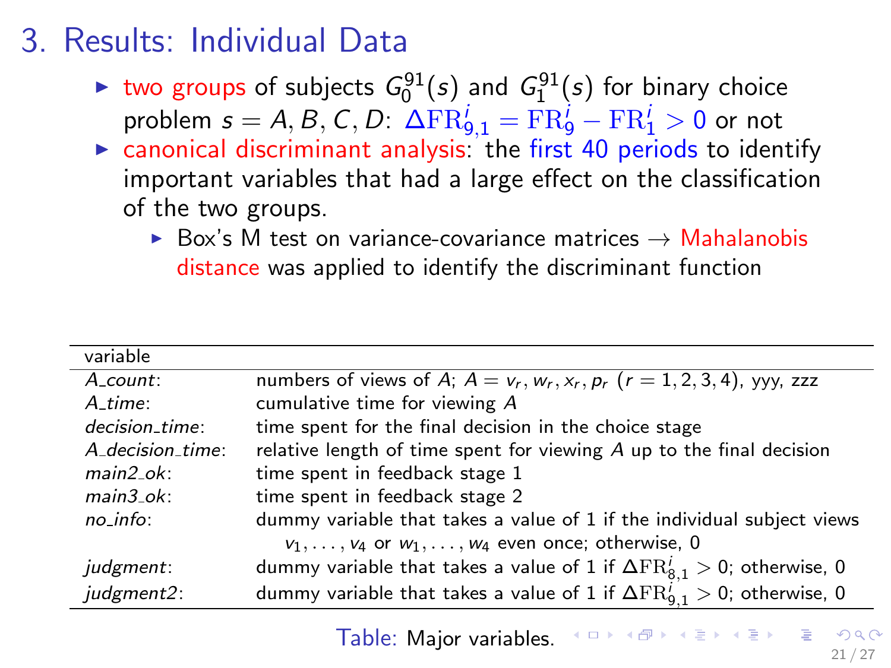# 3. Results: Individual Data

- two groups of subjects $G_0^{91}(s)$ and $G_1^{91}(s)$ for binary choice problem $s = A, B, C, D$: $\Delta\mathrm{FR}_{9,1}^i = \mathrm{FR}_9^i - \mathrm{FR}_1^i > 0$ or not
- canonical discriminant analysis: the first 40 periods to identify important variables that had a large effect on the classification of the two groups.
  - Box's M test on variance-covariance matrices → Mahalanobis distance was applied to identify the discriminant function

| variable | |
|---|---|
| *A_count*: | numbers of views of $A$; $A = v_r, w_r, x_r, p_r$ ($r = 1, 2, 3, 4$), yyy, zzz |
| *A_time*: | cumulative time for viewing $A$ |
| *decision_time*: | time spent for the final decision in the choice stage |
| *A_decision_time*: | relative length of time spent for viewing $A$ up to the final decision |
| *main2_ok*: | time spent in feedback stage 1 |
| *main3_ok*: | time spent in feedback stage 2 |
| *no_info*: | dummy variable that takes a value of 1 if the individual subject views $v_1, \ldots, v_4$ or $w_1, \ldots, w_4$ even once; otherwise, 0 |
| *judgment*: | dummy variable that takes a value of 1 if $\Delta\mathrm{FR}_{8,1}^i > 0$; otherwise, 0 |
| *judgment2*: | dummy variable that takes a value of 1 if $\Delta\mathrm{FR}_{9,1}^i > 0$; otherwise, 0 |

Table: Major variables.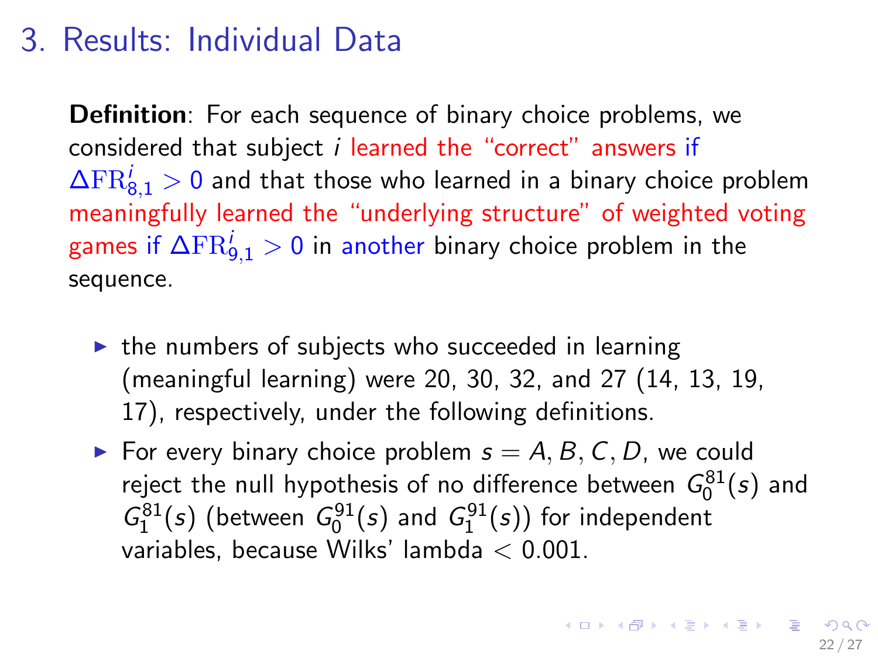# 3. Results: Individual Data

**Definition**: For each sequence of binary choice problems, we considered that subject $i$ learned the "correct" answers if $\Delta\mathrm{FR}^i_{8,1} > 0$ and that those who learned in a binary choice problem meaningfully learned the "underlying structure" of weighted voting games if $\Delta\mathrm{FR}^i_{9,1} > 0$ in another binary choice problem in the sequence.

- the numbers of subjects who succeeded in learning (meaningful learning) were 20, 30, 32, and 27 (14, 13, 19, 17), respectively, under the following definitions.
- For every binary choice problem $s = A, B, C, D$, we could reject the null hypothesis of no difference between $G^{81}_0(s)$ and $G^{81}_1(s)$ (between $G^{91}_0(s)$ and $G^{91}_1(s)$) for independent variables, because Wilks' lambda $< 0.001$.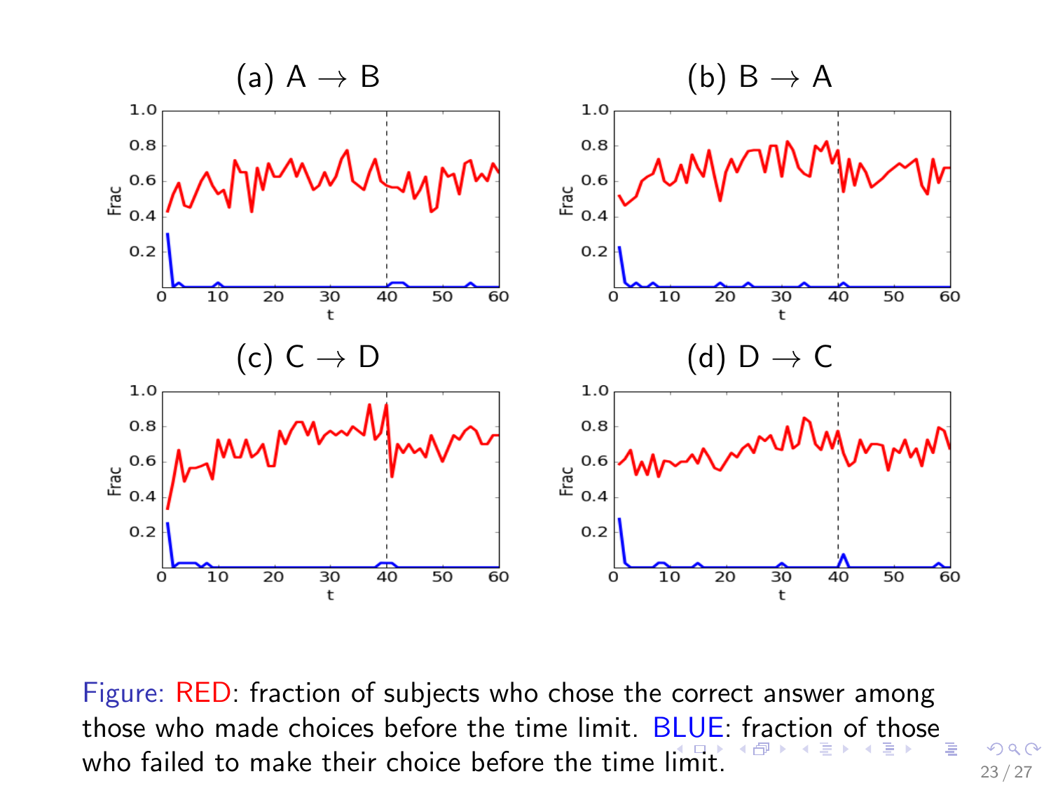(a) A → B

(b) B → A

(c) C → D

(d) D → C

Figure: RED: fraction of subjects who chose the correct answer among those who made choices before the time limit. BLUE: fraction of those who failed to make their choice before the time limit.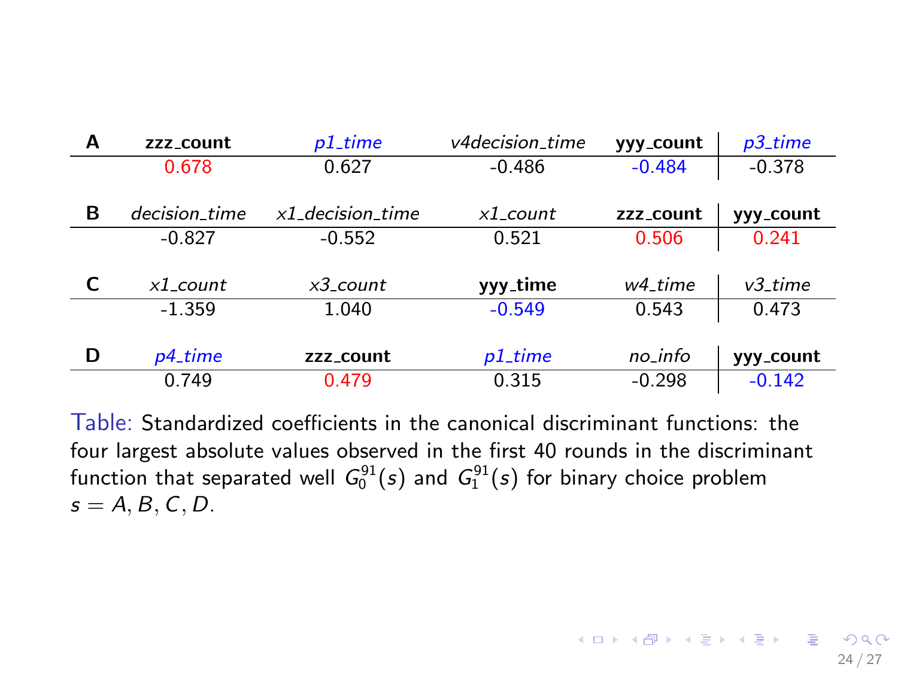| **A** | **zzz_count** | *p1_time* | *v4decision_time* | **yyy_count** | *p3_time* |
|---|---|---|---|---|---|
| | 0.678 | 0.627 | -0.486 | -0.484 | -0.378 |

| **B** | *decision_time* | *x1_decision_time* | *x1_count* | **zzz_count** | **yyy_count** |
|---|---|---|---|---|---|
| | -0.827 | -0.552 | 0.521 | 0.506 | 0.241 |

| **C** | *x1_count* | *x3_count* | **yyy_time** | *w4_time* | *v3_time* |
|---|---|---|---|---|---|
| | -1.359 | 1.040 | -0.549 | 0.543 | 0.473 |

| **D** | *p4_time* | **zzz_count** | *p1_time* | *no_info* | **yyy_count** |
|---|---|---|---|---|---|
| | 0.749 | 0.479 | 0.315 | -0.298 | -0.142 |

Table: Standardized coefficients in the canonical discriminant functions: the four largest absolute values observed in the first 40 rounds in the discriminant function that separated well $G_0^{91}(s)$ and $G_1^{91}(s)$ for binary choice problem $s = A, B, C, D$.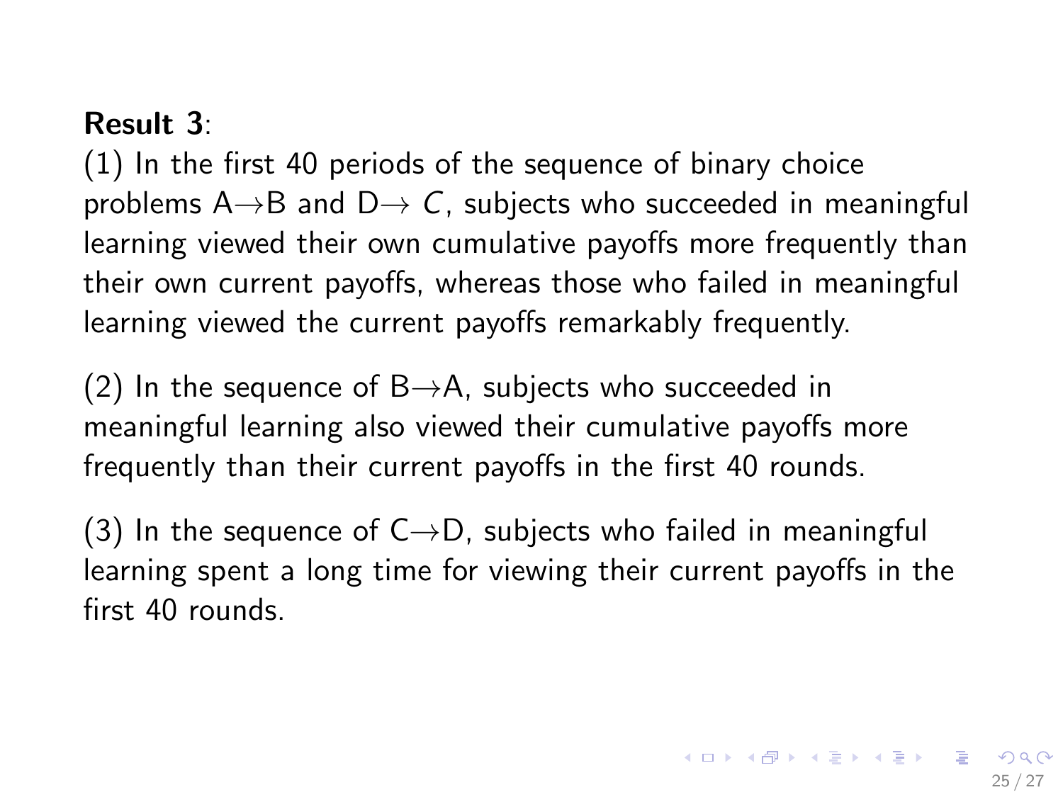**Result 3**:

(1) In the first 40 periods of the sequence of binary choice problems A$\rightarrow$B and D$\rightarrow$ $C$, subjects who succeeded in meaningful learning viewed their own cumulative payoffs more frequently than their own current payoffs, whereas those who failed in meaningful learning viewed the current payoffs remarkably frequently.

(2) In the sequence of B$\rightarrow$A, subjects who succeeded in meaningful learning also viewed their cumulative payoffs more frequently than their current payoffs in the first 40 rounds.

(3) In the sequence of C$\rightarrow$D, subjects who failed in meaningful learning spent a long time for viewing their current payoffs in the first 40 rounds.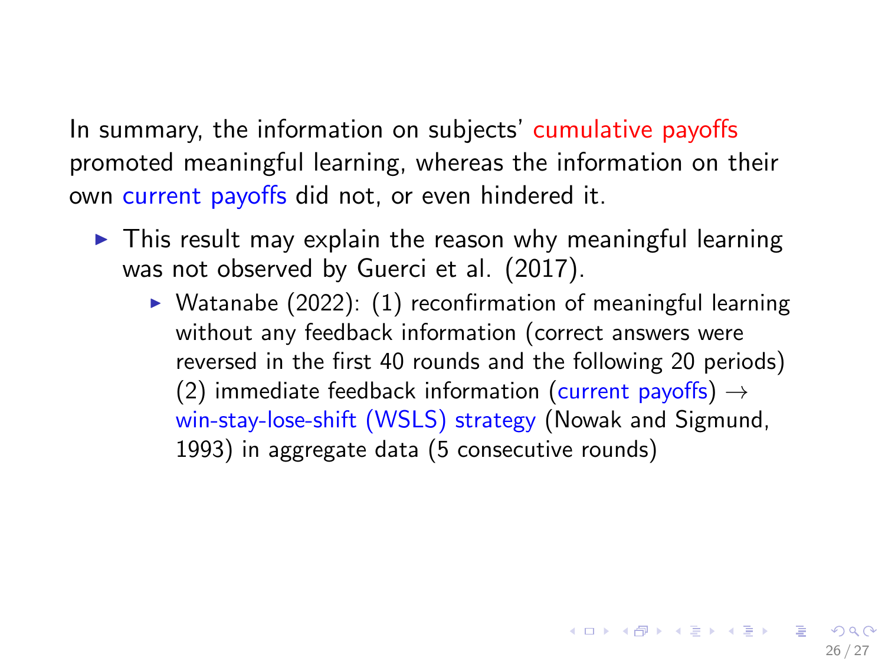In summary, the information on subjects' cumulative payoffs promoted meaningful learning, whereas the information on their own current payoffs did not, or even hindered it.

- This result may explain the reason why meaningful learning was not observed by Guerci et al. (2017).
  - Watanabe (2022): (1) reconfirmation of meaningful learning without any feedback information (correct answers were reversed in the first 40 rounds and the following 20 periods) (2) immediate feedback information (current payoffs) $\rightarrow$ win-stay-lose-shift (WSLS) strategy (Nowak and Sigmund, 1993) in aggregate data (5 consecutive rounds)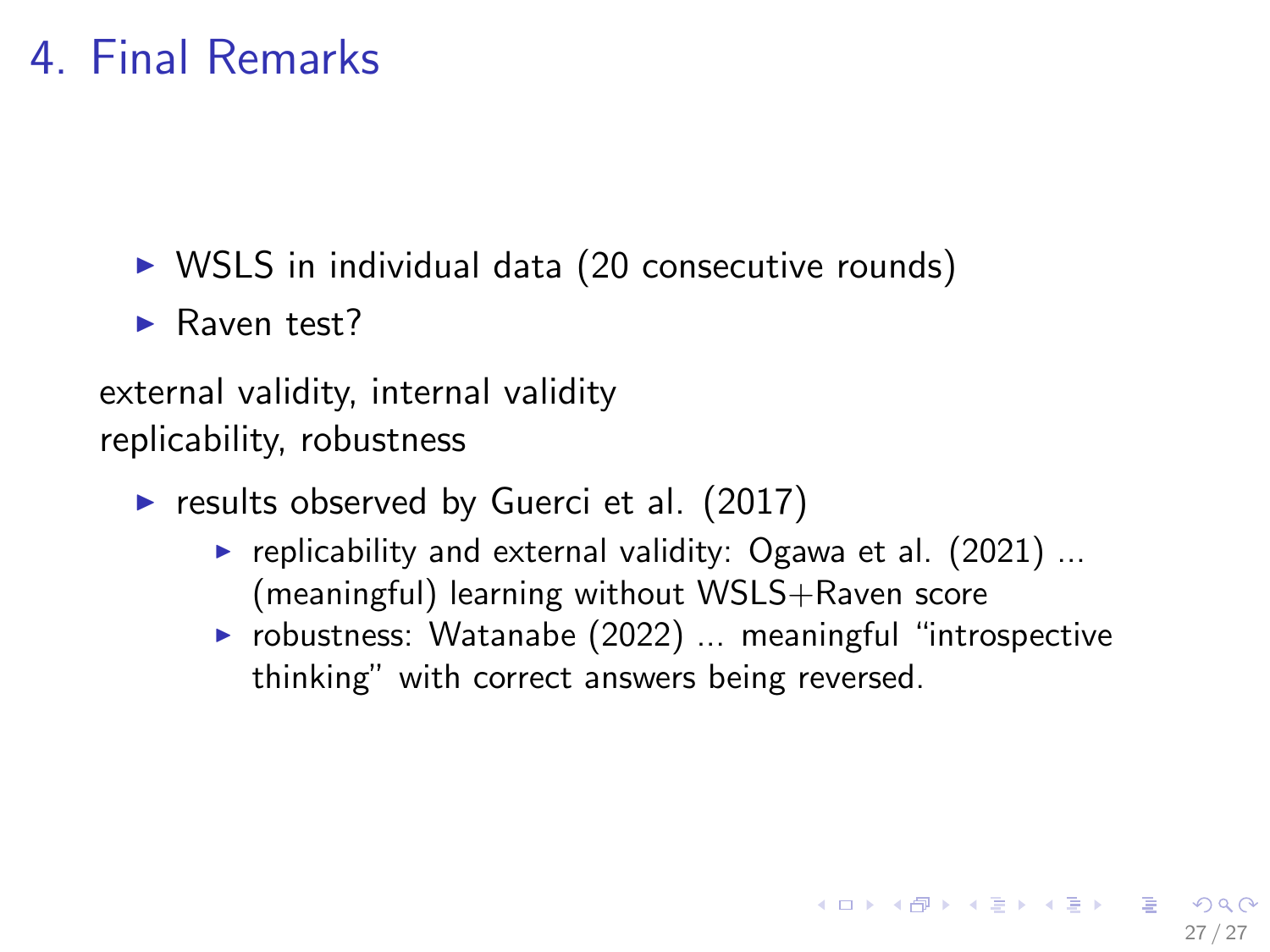# 4. Final Remarks

- WSLS in individual data (20 consecutive rounds)
- Raven test?

external validity, internal validity
replicability, robustness

- results observed by Guerci et al. (2017)
  - replicability and external validity: Ogawa et al. (2021) ... (meaningful) learning without WSLS+Raven score
  - robustness: Watanabe (2022) ... meaningful "introspective thinking" with correct answers being reversed.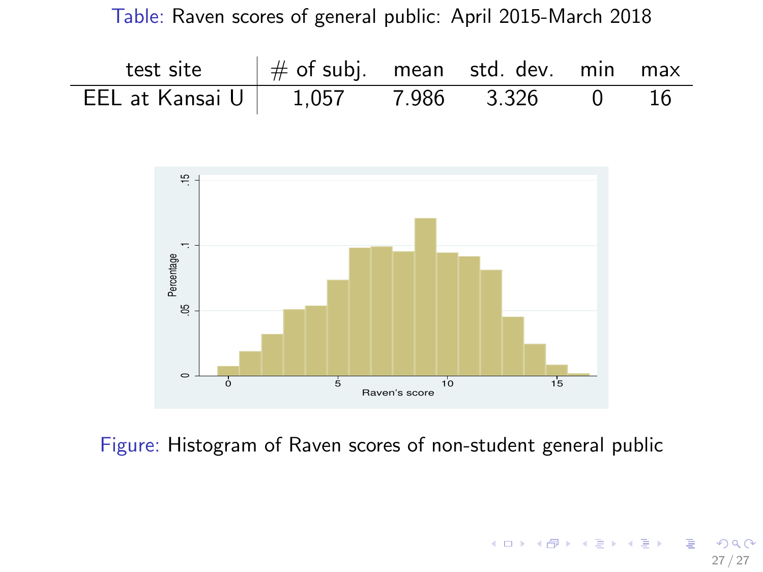Table: Raven scores of general public: April 2015-March 2018

| test site | # of subj. | mean | std. dev. | min | max |
|---|---|---|---|---|---|
| EEL at Kansai U | 1,057 | 7.986 | 3.326 | 0 | 16 |

Percentage

0

.05

.1

.15

0

5

10

15

Raven's score

Figure: Histogram of Raven scores of non-student general public